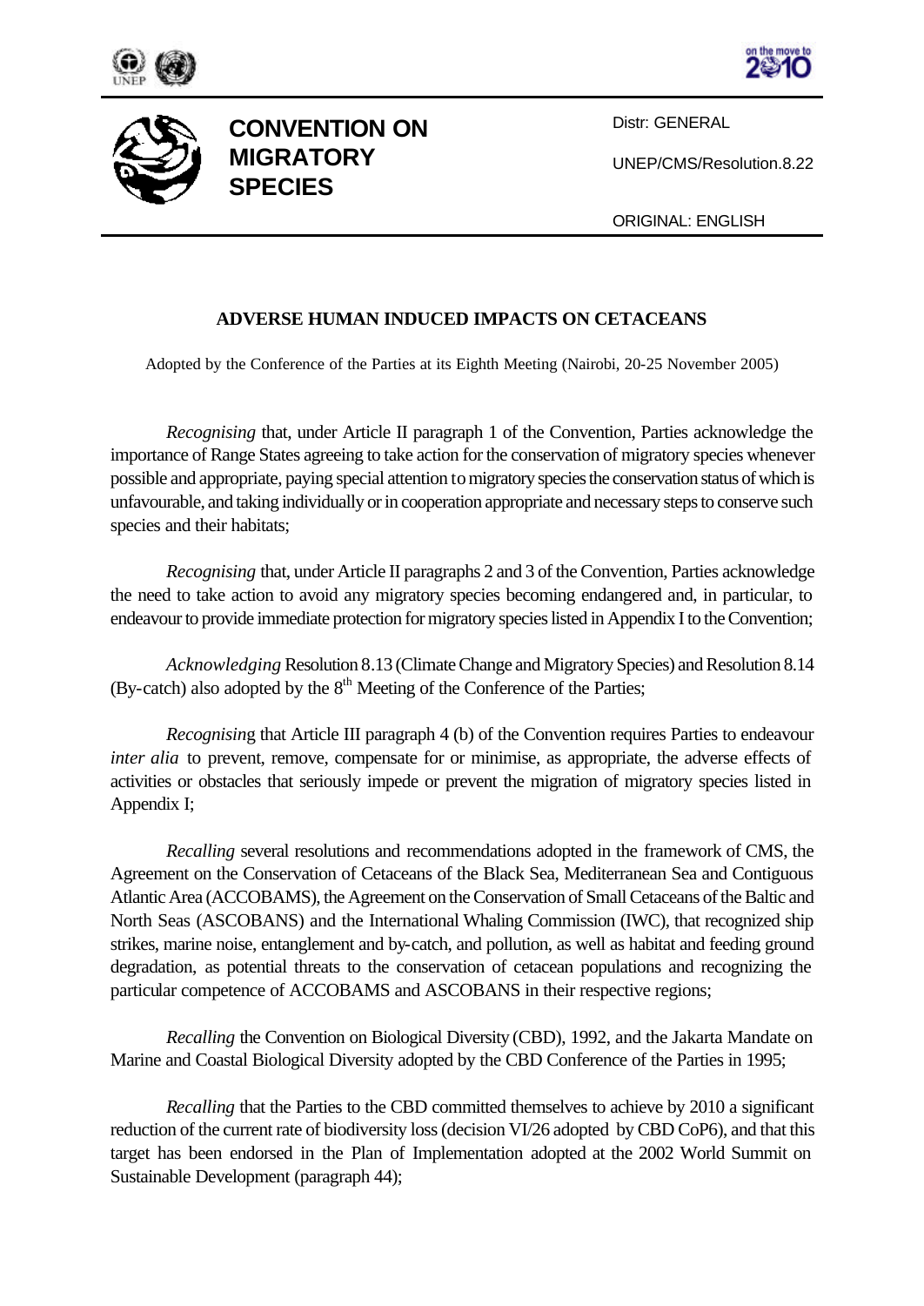# CONVENTION ON MIGRATORY SPECIES

Distr: GENERAL

UNEP/CMS/Resolution.8.22

ORIGINAL: ENGLISH

## ADVERSE HUMAN INDUCED IMPACTS ON CETACEANS

Adopted by the Conference of the Parties at its Eighth Meeting (Nairobi, 20-25 November 2005)

*Recognising* that, under Article II paragraph 1 of the Convention, Parties acknowledge the importance of Range States agreeing to take action for the conservation of migratory species whenever possible and appropriate, paying special attention to migratory species the conservation status of which is unfavourable, and taking individually or in cooperation appropriate and necessary steps to conserve such species and their habitats;

*Recognising* that, under Article II paragraphs 2 and 3 of the Convention, Parties acknowledge the need to take action to avoid any migratory species becoming endangered and, in particular, to endeavour to provide immediate protection for migratory species listed in Appendix I to the Convention;

*Acknowledging* Resolution 8.13 (Climate Change and Migratory Species) and Resolution 8.14 (By-catch) also adopted by the 8th Meeting of the Conference of the Parties;

*Recognising* that Article III paragraph 4 (b) of the Convention requires Parties to endeavour *inter alia* to prevent, remove, compensate for or minimise, as appropriate, the adverse effects of activities or obstacles that seriously impede or prevent the migration of migratory species listed in Appendix I;

*Recalling* several resolutions and recommendations adopted in the framework of CMS, the Agreement on the Conservation of Cetaceans of the Black Sea, Mediterranean Sea and Contiguous Atlantic Area (ACCOBAMS), the Agreement on the Conservation of Small Cetaceans of the Baltic and North Seas (ASCOBANS) and the International Whaling Commission (IWC), that recognized ship strikes, marine noise, entanglement and by-catch, and pollution, as well as habitat and feeding ground degradation, as potential threats to the conservation of cetacean populations and recognizing the particular competence of ACCOBAMS and ASCOBANS in their respective regions;

*Recalling* the Convention on Biological Diversity (CBD), 1992, and the Jakarta Mandate on Marine and Coastal Biological Diversity adopted by the CBD Conference of the Parties in 1995;

*Recalling* that the Parties to the CBD committed themselves to achieve by 2010 a significant reduction of the current rate of biodiversity loss (decision VI/26 adopted by CBD CoP6), and that this target has been endorsed in the Plan of Implementation adopted at the 2002 World Summit on Sustainable Development (paragraph 44);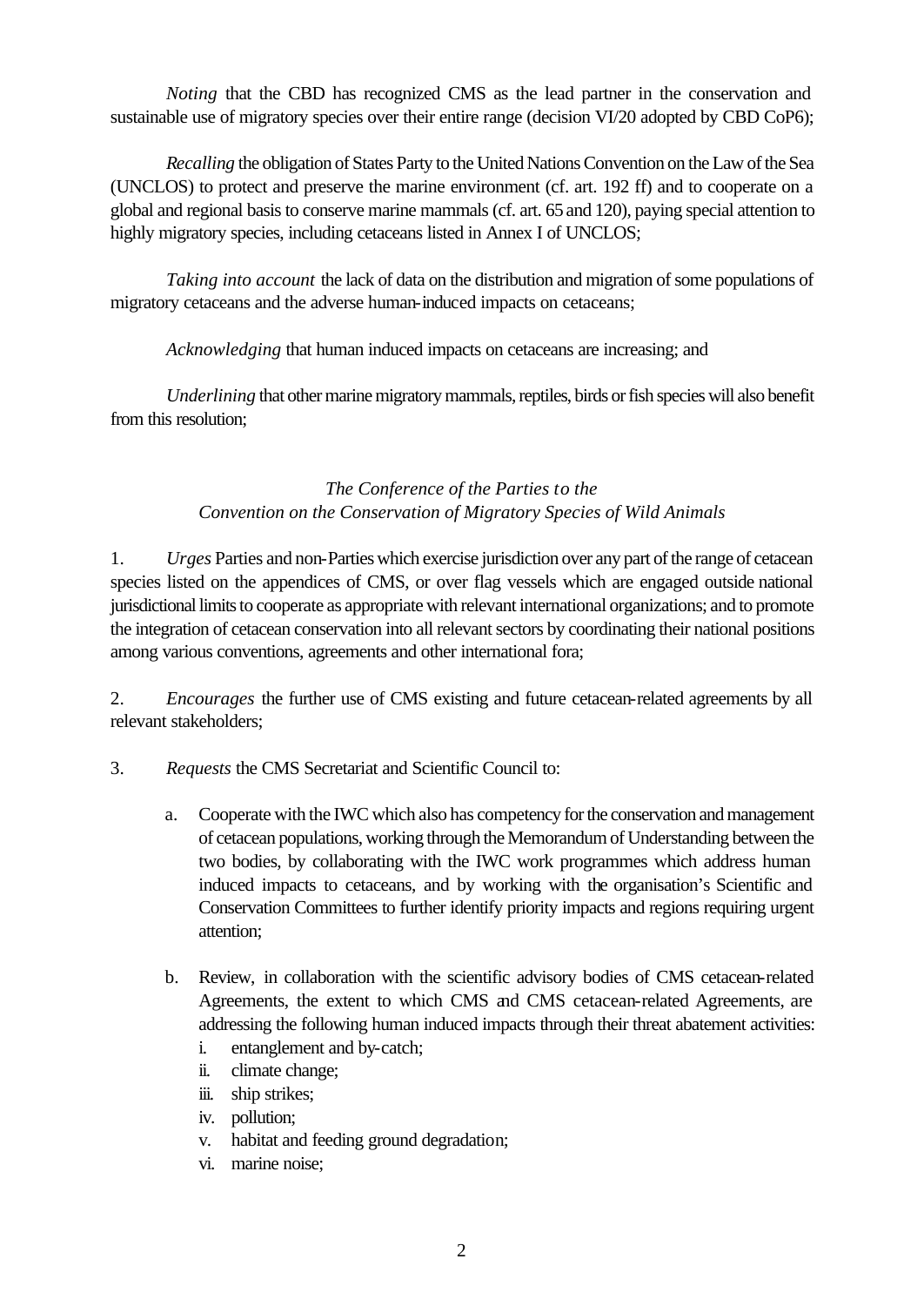*Noting* that the CBD has recognized CMS as the lead partner in the conservation and sustainable use of migratory species over their entire range (decision VI/20 adopted by CBD CoP6);

*Recalling* the obligation of States Party to the United Nations Convention on the Law of the Sea (UNCLOS) to protect and preserve the marine environment (cf. art. 192 ff) and to cooperate on a global and regional basis to conserve marine mammals (cf. art. 65 and 120), paying special attention to highly migratory species, including cetaceans listed in Annex I of UNCLOS;

*Taking into account* the lack of data on the distribution and migration of some populations of migratory cetaceans and the adverse human-induced impacts on cetaceans;

*Acknowledging* that human induced impacts on cetaceans are increasing; and

*Underlining* that other marine migratory mammals, reptiles, birds or fish species will also benefit from this resolution;

*The Conference of the Parties to the*
*Convention on the Conservation of Migratory Species of Wild Animals*

1. *Urges* Parties and non-Parties which exercise jurisdiction over any part of the range of cetacean species listed on the appendices of CMS, or over flag vessels which are engaged outside national jurisdictional limits to cooperate as appropriate with relevant international organizations; and to promote the integration of cetacean conservation into all relevant sectors by coordinating their national positions among various conventions, agreements and other international fora;

2. *Encourages* the further use of CMS existing and future cetacean-related agreements by all relevant stakeholders;

3. *Requests* the CMS Secretariat and Scientific Council to:

   a. Cooperate with the IWC which also has competency for the conservation and management of cetacean populations, working through the Memorandum of Understanding between the two bodies, by collaborating with the IWC work programmes which address human induced impacts to cetaceans, and by working with the organisation's Scientific and Conservation Committees to further identify priority impacts and regions requiring urgent attention;

   b. Review, in collaboration with the scientific advisory bodies of CMS cetacean-related Agreements, the extent to which CMS and CMS cetacean-related Agreements, are addressing the following human induced impacts through their threat abatement activities:
      i. entanglement and by-catch;
      ii. climate change;
      iii. ship strikes;
      iv. pollution;
      v. habitat and feeding ground degradation;
      vi. marine noise;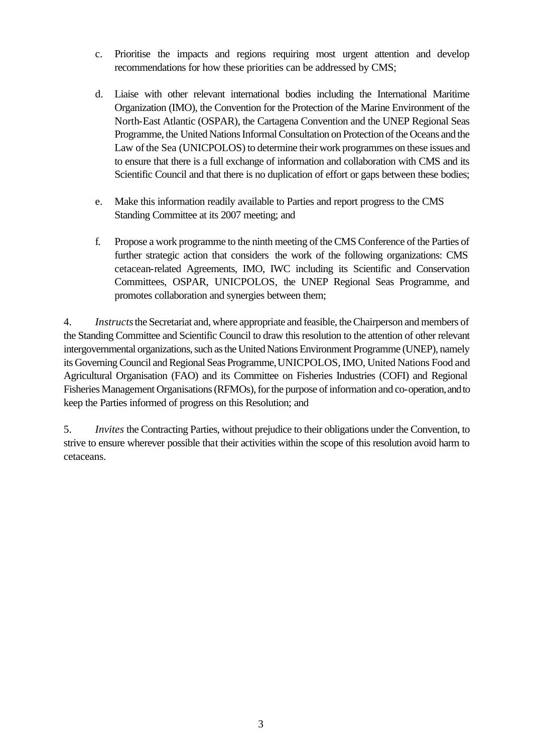c. Prioritise the impacts and regions requiring most urgent attention and develop recommendations for how these priorities can be addressed by CMS;

d. Liaise with other relevant international bodies including the International Maritime Organization (IMO), the Convention for the Protection of the Marine Environment of the North-East Atlantic (OSPAR), the Cartagena Convention and the UNEP Regional Seas Programme, the United Nations Informal Consultation on Protection of the Oceans and the Law of the Sea (UNICPOLOS) to determine their work programmes on these issues and to ensure that there is a full exchange of information and collaboration with CMS and its Scientific Council and that there is no duplication of effort or gaps between these bodies;

e. Make this information readily available to Parties and report progress to the CMS Standing Committee at its 2007 meeting; and

f. Propose a work programme to the ninth meeting of the CMS Conference of the Parties of further strategic action that considers the work of the following organizations: CMS cetacean-related Agreements, IMO, IWC including its Scientific and Conservation Committees, OSPAR, UNICPOLOS, the UNEP Regional Seas Programme, and promotes collaboration and synergies between them;

4. *Instructs* the Secretariat and, where appropriate and feasible, the Chairperson and members of the Standing Committee and Scientific Council to draw this resolution to the attention of other relevant intergovernmental organizations, such as the United Nations Environment Programme (UNEP), namely its Governing Council and Regional Seas Programme, UNICPOLOS, IMO, United Nations Food and Agricultural Organisation (FAO) and its Committee on Fisheries Industries (COFI) and Regional Fisheries Management Organisations (RFMOs), for the purpose of information and co-operation, and to keep the Parties informed of progress on this Resolution; and

5. *Invites* the Contracting Parties, without prejudice to their obligations under the Convention, to strive to ensure wherever possible that their activities within the scope of this resolution avoid harm to cetaceans.